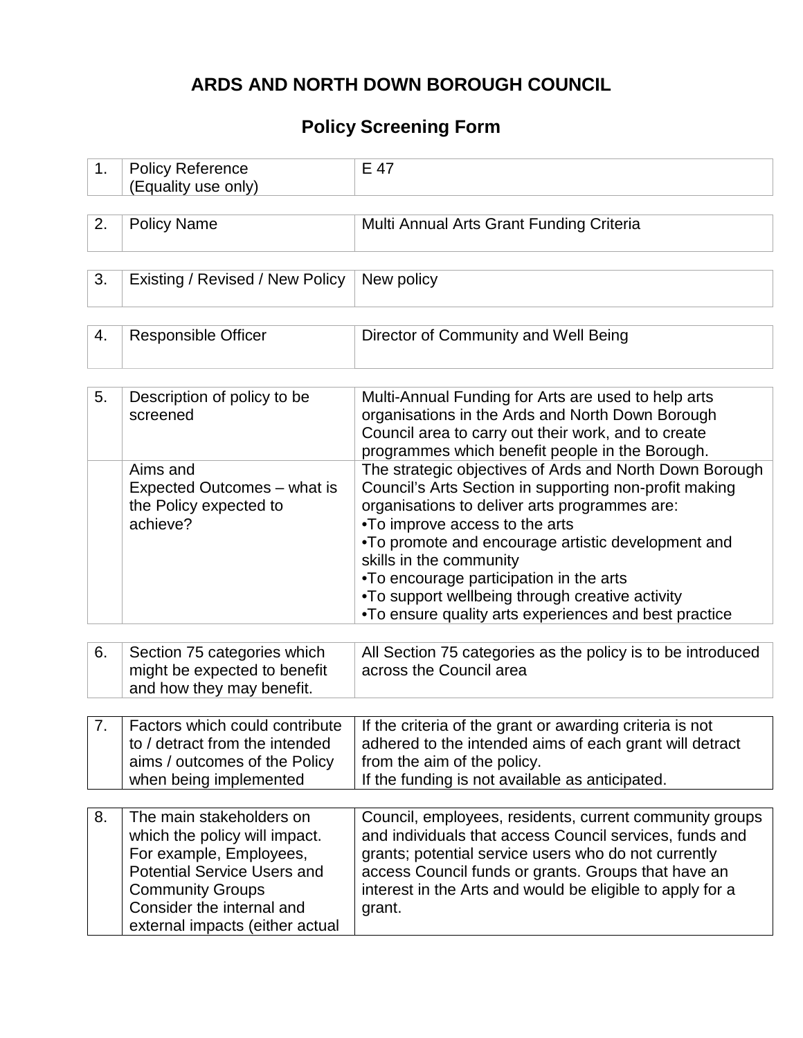# ARDS AND NORTH DOWN BOROUGH COUNCIL

## Policy Screening Form

| | | |
|---|---|---|
| 1. | Policy Reference (Equality use only) | E 47 |

| | | |
|---|---|---|
| 2. | Policy Name | Multi Annual Arts Grant Funding Criteria |

| | | |
|---|---|---|
| 3. | Existing / Revised / New Policy | New policy |

| | | |
|---|---|---|
| 4. | Responsible Officer | Director of Community and Well Being |

| | | |
|---|---|---|
| 5. | Description of policy to be screened | Multi-Annual Funding for Arts are used to help arts organisations in the Ards and North Down Borough Council area to carry out their work, and to create programmes which benefit people in the Borough. |
| | Aims and Expected Outcomes – what is the Policy expected to achieve? | The strategic objectives of Ards and North Down Borough Council's Arts Section in supporting non-profit making organisations to deliver arts programmes are:<br>•To improve access to the arts<br>•To promote and encourage artistic development and skills in the community<br>•To encourage participation in the arts<br>•To support wellbeing through creative activity<br>•To ensure quality arts experiences and best practice |

| | | |
|---|---|---|
| 6. | Section 75 categories which might be expected to benefit and how they may benefit. | All Section 75 categories as the policy is to be introduced across the Council area |

| | | |
|---|---|---|
| 7. | Factors which could contribute to / detract from the intended aims / outcomes of the Policy when being implemented | If the criteria of the grant or awarding criteria is not adhered to the intended aims of each grant will detract from the aim of the policy.<br>If the funding is not available as anticipated. |

| | | |
|---|---|---|
| 8. | The main stakeholders on which the policy will impact. For example, Employees, Potential Service Users and Community Groups Consider the internal and external impacts (either actual | Council, employees, residents, current community groups and individuals that access Council services, funds and grants; potential service users who do not currently access Council funds or grants. Groups that have an interest in the Arts and would be eligible to apply for a grant. |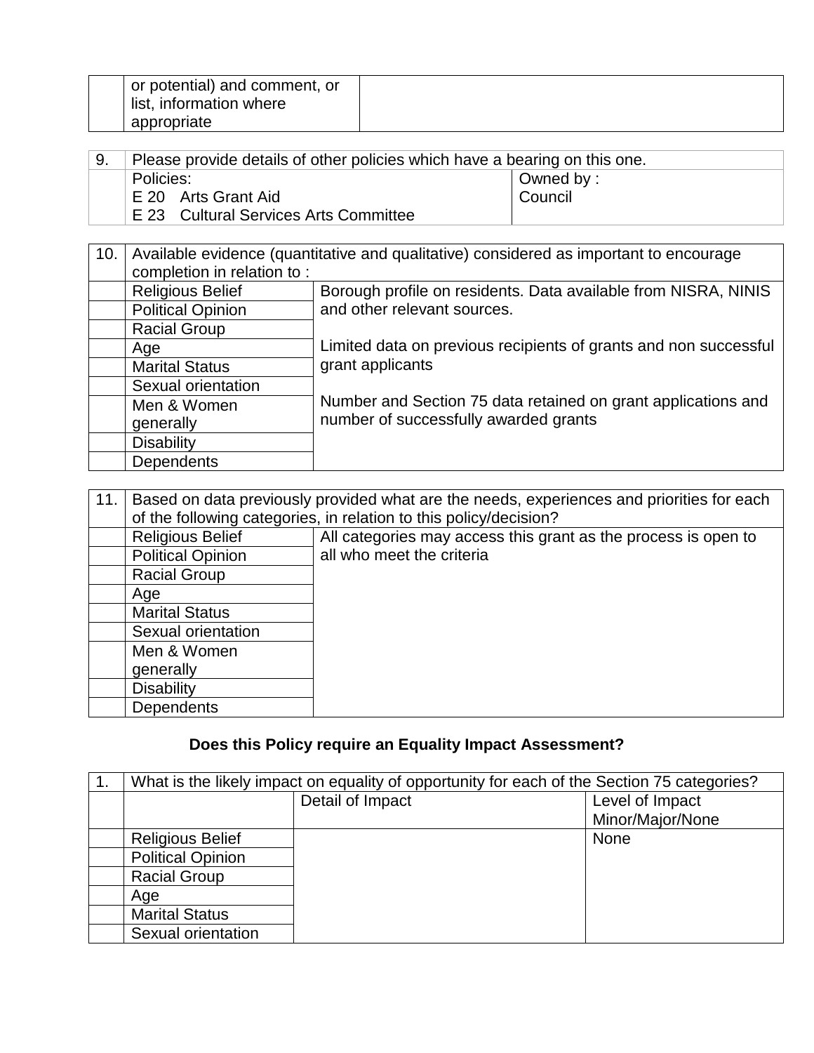| | or potential) and comment, or list, information where appropriate | |
|---|---|---|

| 9. | Please provide details of other policies which have a bearing on this one. | |
|---|---|---|
| | Policies:<br>E 20 Arts Grant Aid<br>E 23 Cultural Services Arts Committee | Owned by :<br>Council |

| 10. | Available evidence (quantitative and qualitative) considered as important to encourage completion in relation to : | |
|---|---|---|
| | Religious Belief | Borough profile on residents. Data available from NISRA, NINIS and other relevant sources.<br><br>Limited data on previous recipients of grants and non successful grant applicants<br><br>Number and Section 75 data retained on grant applications and number of successfully awarded grants |
| | Political Opinion | |
| | Racial Group | |
| | Age | |
| | Marital Status | |
| | Sexual orientation | |
| | Men & Women generally | |
| | Disability | |
| | Dependents | |

| 11. | Based on data previously provided what are the needs, experiences and priorities for each of the following categories, in relation to this policy/decision? | |
|---|---|---|
| | Religious Belief | All categories may access this grant as the process is open to all who meet the criteria |
| | Political Opinion | |
| | Racial Group | |
| | Age | |
| | Marital Status | |
| | Sexual orientation | |
| | Men & Women generally | |
| | Disability | |
| | Dependents | |

## Does this Policy require an Equality Impact Assessment?

| 1. | What is the likely impact on equality of opportunity for each of the Section 75 categories? | | |
|---|---|---|---|
| | | Detail of Impact | Level of Impact Minor/Major/None |
| | Religious Belief | | None |
| | Political Opinion | | |
| | Racial Group | | |
| | Age | | |
| | Marital Status | | |
| | Sexual orientation | | |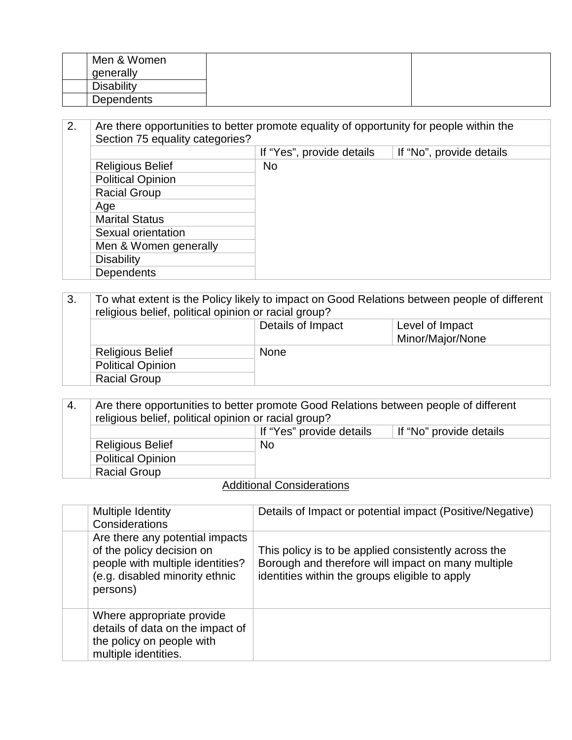| | | | |
|---|---|---|---|
| | Men & Women generally | | |
| | Disability | | |
| | Dependents | | |

| 2. | Are there opportunities to better promote equality of opportunity for people within the Section 75 equality categories? | | |
|---|---|---|---|
| | | If "Yes", provide details | If "No", provide details |
| | Religious Belief | No | |
| | Political Opinion | | |
| | Racial Group | | |
| | Age | | |
| | Marital Status | | |
| | Sexual orientation | | |
| | Men & Women generally | | |
| | Disability | | |
| | Dependents | | |

| 3. | To what extent is the Policy likely to impact on Good Relations between people of different religious belief, political opinion or racial group? | | |
|---|---|---|---|
| | | Details of Impact | Level of Impact Minor/Major/None |
| | Religious Belief | None | |
| | Political Opinion | | |
| | Racial Group | | |

| 4. | Are there opportunities to better promote Good Relations between people of different religious belief, political opinion or racial group? | | |
|---|---|---|---|
| | | If "Yes" provide details | If "No" provide details |
| | Religious Belief | No | |
| | Political Opinion | | |
| | Racial Group | | |

<u>Additional Considerations</u>

| | Multiple Identity Considerations | Details of Impact or potential impact (Positive/Negative) |
|---|---|---|
| | Are there any potential impacts of the policy decision on people with multiple identities? (e.g. disabled minority ethnic persons) | This policy is to be applied consistently across the Borough and therefore will impact on many multiple identities within the groups eligible to apply |
| | Where appropriate provide details of data on the impact of the policy on people with multiple identities. | |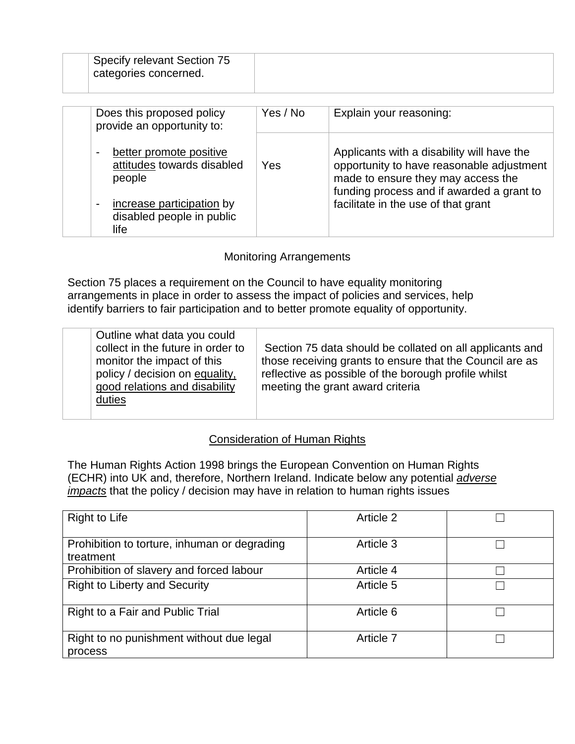|  | Specify relevant Section 75 categories concerned. |  |
|---|---|---|

|  | Does this proposed policy provide an opportunity to: | Yes / No | Explain your reasoning: |
|---|---|---|---|
|  | - better promote positive attitudes towards disabled people<br><br>- increase participation by disabled people in public life | Yes | Applicants with a disability will have the opportunity to have reasonable adjustment made to ensure they may access the funding process and if awarded a grant to facilitate in the use of that grant |

Monitoring Arrangements

Section 75 places a requirement on the Council to have equality monitoring arrangements in place in order to assess the impact of policies and services, help identify barriers to fair participation and to better promote equality of opportunity.

|  | Outline what data you could collect in the future in order to monitor the impact of this policy / decision on equality, good relations and disability duties | Section 75 data should be collated on all applicants and those receiving grants to ensure that the Council are as reflective as possible of the borough profile whilst meeting the grant award criteria |
|---|---|---|

Consideration of Human Rights

The Human Rights Action 1998 brings the European Convention on Human Rights (ECHR) into UK and, therefore, Northern Ireland. Indicate below any potential ***adverse impacts*** that the policy / decision may have in relation to human rights issues

| Right to Life | Article 2 | ☐ |
|---|---|---|
| Prohibition to torture, inhuman or degrading treatment | Article 3 | ☐ |
| Prohibition of slavery and forced labour | Article 4 | ☐ |
| Right to Liberty and Security | Article 5 | ☐ |
| Right to a Fair and Public Trial | Article 6 | ☐ |
| Right to no punishment without due legal process | Article 7 | ☐ |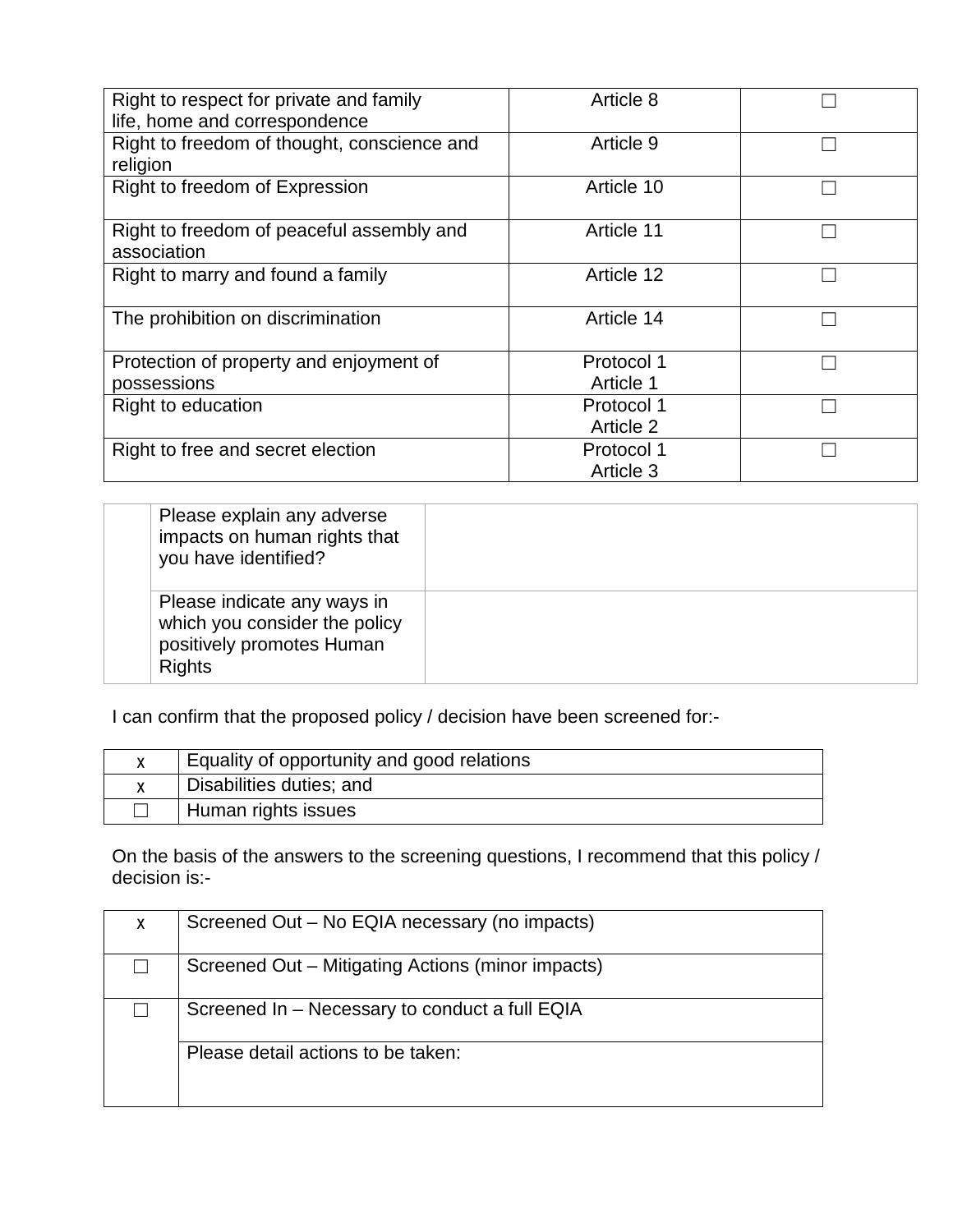| | | |
|---|---|---|
| Right to respect for private and family life, home and correspondence | Article 8 | ☐ |
| Right to freedom of thought, conscience and religion | Article 9 | ☐ |
| Right to freedom of Expression | Article 10 | ☐ |
| Right to freedom of peaceful assembly and association | Article 11 | ☐ |
| Right to marry and found a family | Article 12 | ☐ |
| The prohibition on discrimination | Article 14 | ☐ |
| Protection of property and enjoyment of possessions | Protocol 1 Article 1 | ☐ |
| Right to education | Protocol 1 Article 2 | ☐ |
| Right to free and secret election | Protocol 1 Article 3 | ☐ |

| | | |
|---|---|---|
| | Please explain any adverse impacts on human rights that you have identified? | |
| | Please indicate any ways in which you consider the policy positively promotes Human Rights | |

I can confirm that the proposed policy / decision have been screened for:-

| | |
|---|---|
| x | Equality of opportunity and good relations |
| x | Disabilities duties; and |
| ☐ | Human rights issues |

On the basis of the answers to the screening questions, I recommend that this policy / decision is:-

| | |
|---|---|
| x | Screened Out – No EQIA necessary (no impacts) |
| ☐ | Screened Out – Mitigating Actions (minor impacts) |
| ☐ | Screened In – Necessary to conduct a full EQIA |
| | Please detail actions to be taken: |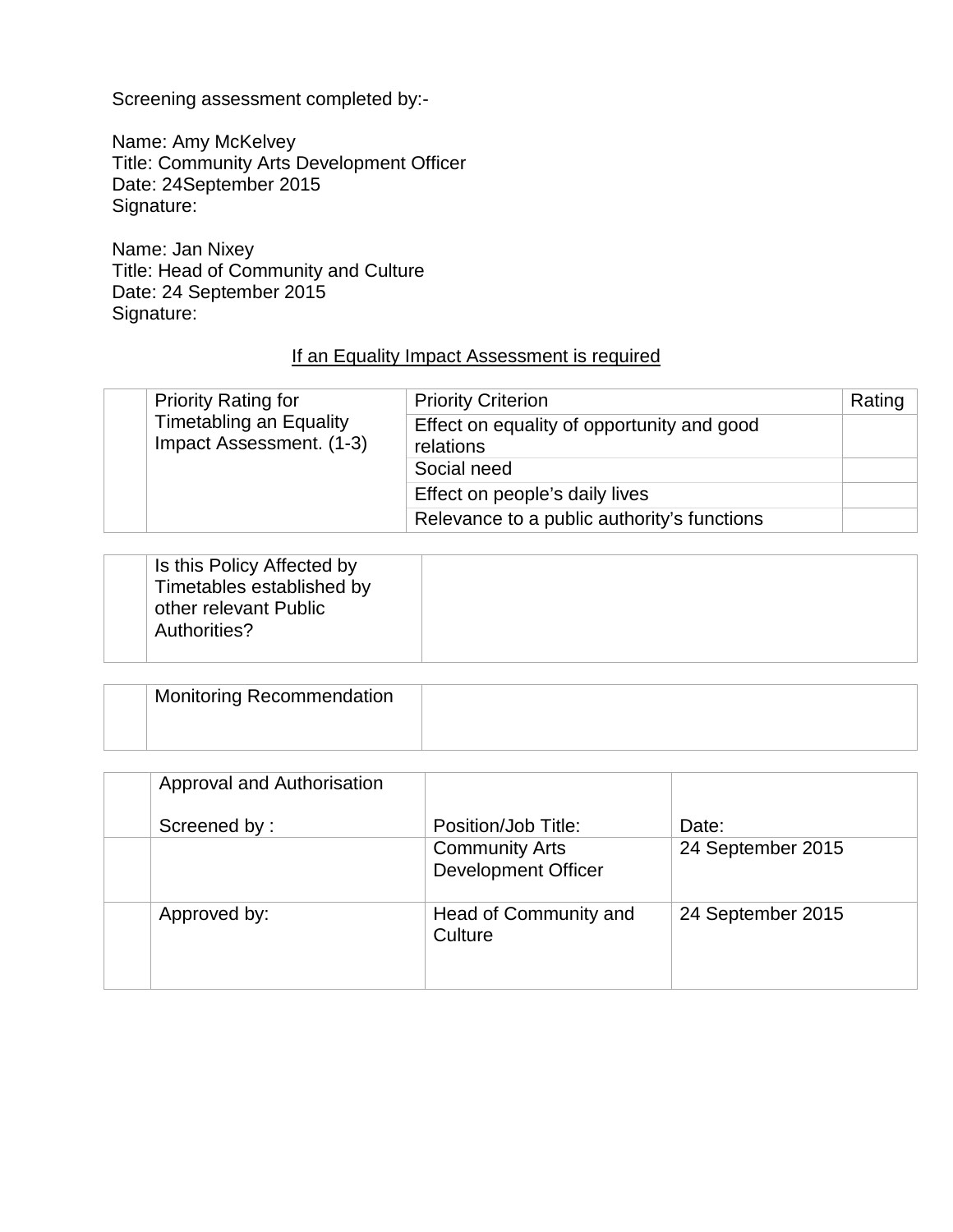Screening assessment completed by:-

Name: Amy McKelvey
Title: Community Arts Development Officer
Date: 24September 2015
Signature:

Name: Jan Nixey
Title: Head of Community and Culture
Date: 24 September 2015
Signature:

<u>If an Equality Impact Assessment is required</u>

| | | | |
|---|---|---|---|
| | Priority Rating for Timetabling an Equality Impact Assessment. (1-3) | Priority Criterion | Rating |
| | | Effect on equality of opportunity and good relations | |
| | | Social need | |
| | | Effect on people's daily lives | |
| | | Relevance to a public authority's functions | |

| | | |
|---|---|---|
| | Is this Policy Affected by Timetables established by other relevant Public Authorities? | |

| | | |
|---|---|---|
| | Monitoring Recommendation | |

| | | | |
|---|---|---|---|
| | Approval and Authorisation<br><br>Screened by : | Position/Job Title: | Date: |
| | | Community Arts Development Officer | 24 September 2015 |
| | Approved by: | Head of Community and Culture | 24 September 2015 |